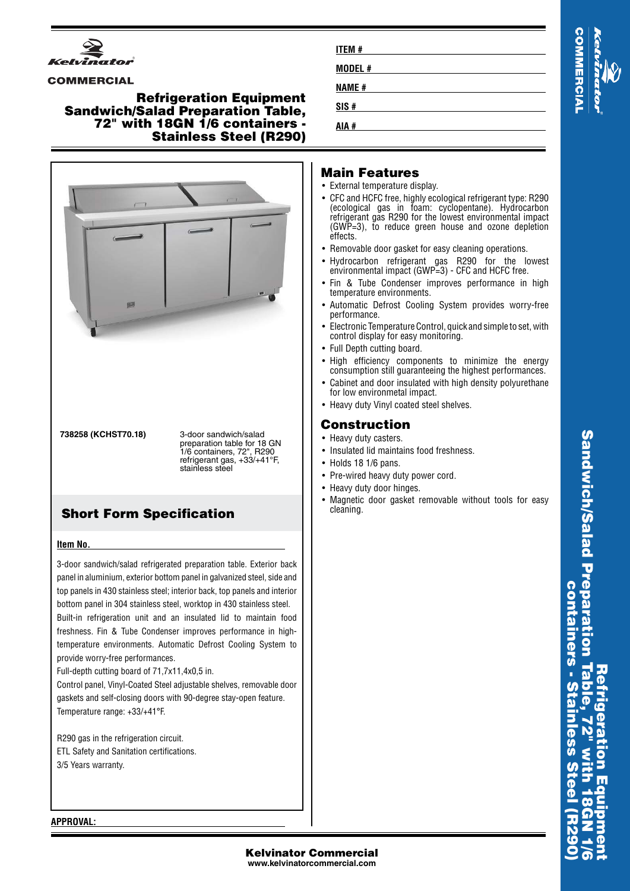Kelvinator

COMMERCIAL

# Refrigeration Equipment Sandwich/Salad Preparation Table, 72" with 18GN 1/6 containers - Stainless Steel (R290)

**ITEM #**

**MODEL #**

**NAME #**

**SIS #**

**AIA #**

**738258 (KCHST70.18)** 3-door sandwich/salad preparation table for 18 GN 1/6 containers, 72", R290 refrigerant gas, +33/+41°F, stainless steel

## Short Form Specification

**Item No.**

3-door sandwich/salad refrigerated preparation table. Exterior back panel in aluminium, exterior bottom panel in galvanized steel, side and top panels in 430 stainless steel; interior back, top panels and interior bottom panel in 304 stainless steel, worktop in 430 stainless steel. Built-in refrigeration unit and an insulated lid to maintain food freshness. Fin & Tube Condenser improves performance in high-temperature environments. Automatic Defrost Cooling System to provide worry-free performances.
Full-depth cutting board of 71,7x11,4x0,5 in.
Control panel, Vinyl-Coated Steel adjustable shelves, removable door gaskets and self-closing doors with 90-degree stay-open feature.
Temperature range: +33/+41°F.

R290 gas in the refrigeration circuit.
ETL Safety and Sanitation certifications.
3/5 Years warranty.

## Main Features

- External temperature display.
- CFC and HCFC free, highly ecological refrigerant type: R290 (ecological gas in foam: cyclopentane). Hydrocarbon refrigerant gas R290 for the lowest environmental impact (GWP=3), to reduce green house and ozone depletion effects.
- Removable door gasket for easy cleaning operations.
- Hydrocarbon refrigerant gas R290 for the lowest environmental impact (GWP=3) - CFC and HCFC free.
- Fin & Tube Condenser improves performance in high temperature environments.
- Automatic Defrost Cooling System provides worry-free performance.
- Electronic Temperature Control, quick and simple to set, with control display for easy monitoring.
- Full Depth cutting board.
- High efficiency components to minimize the energy consumption still guaranteeing the highest performances.
- Cabinet and door insulated with high density polyurethane for low environmetal impact.
- Heavy duty Vinyl coated steel shelves.

## Construction

- Heavy duty casters.
- Insulated lid maintains food freshness.
- Holds 18 1/6 pans.
- Pre-wired heavy duty power cord.
- Heavy duty door hinges.
- Magnetic door gasket removable without tools for easy cleaning.

**APPROVAL:**

**Kelvinator Commercial**
**www.kelvinatorcommercial.com**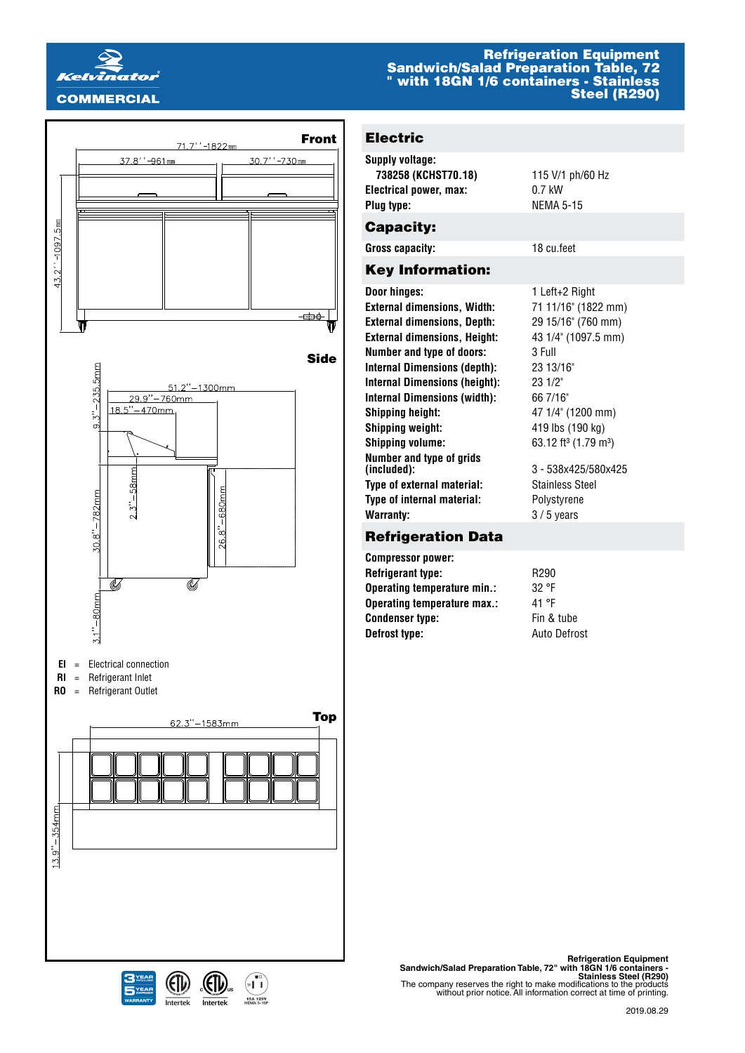# Refrigeration Equipment Sandwich/Salad Preparation Table, 72 " with 18GN 1/6 containers - Stainless Steel (R290)

**Front**

71.7''-1822mm

37.8''-961mm

30.7''-730mm

43.2''-1097.5mm

**Side**

51.2''–1300mm

29.9''–760mm

18.5''–470mm

9.3''–235.5mm

2.3''–58mm

26.8''–680mm

30.8''–782mm

3.1''–80mm

**EI** = Electrical connection
**RI** = Refrigerant Inlet
**RO** = Refrigerant Outlet

**Top**

62.3''–1583mm

13.9''–354mm

## Electric

| | |
|---|---|
| **Supply voltage:** | |
| **738258 (KCHST70.18)** | 115 V/1 ph/60 Hz |
| **Electrical power, max:** | 0.7 kW |
| **Plug type:** | NEMA 5-15 |

## Capacity:

| | |
|---|---|
| **Gross capacity:** | 18 cu.feet |

## Key Information:

| | |
|---|---|
| **Door hinges:** | 1 Left+2 Right |
| **External dimensions, Width:** | 71 11/16" (1822 mm) |
| **External dimensions, Depth:** | 29 15/16" (760 mm) |
| **External dimensions, Height:** | 43 1/4" (1097.5 mm) |
| **Number and type of doors:** | 3 Full |
| **Internal Dimensions (depth):** | 23 13/16" |
| **Internal Dimensions (height):** | 23 1/2" |
| **Internal Dimensions (width):** | 66 7/16" |
| **Shipping height:** | 47 1/4" (1200 mm) |
| **Shipping weight:** | 419 lbs (190 kg) |
| **Shipping volume:** | 63.12 ft³ (1.79 m³) |
| **Number and type of grids (included):** | 3 - 538x425/580x425 |
| **Type of external material:** | Stainless Steel |
| **Type of internal material:** | Polystyrene |
| **Warranty:** | 3 / 5 years |

## Refrigeration Data

| | |
|---|---|
| **Compressor power:** | |
| **Refrigerant type:** | R290 |
| **Operating temperature min.:** | 32 °F |
| **Operating temperature max.:** | 41 °F |
| **Condenser type:** | Fin & tube |
| **Defrost type:** | Auto Defrost |

3 YEAR PARTS & LABOR
5 YEAR COMPRESSOR
WARRANTY

Intertek Intertek

15A 125V NEMA 5-15P

**Refrigeration Equipment**
**Sandwich/Salad Preparation Table, 72" with 18GN 1/6 containers - Stainless Steel (R290)**
The company reserves the right to make modifications to the products without prior notice. All information correct at time of printing.

2019.08.29